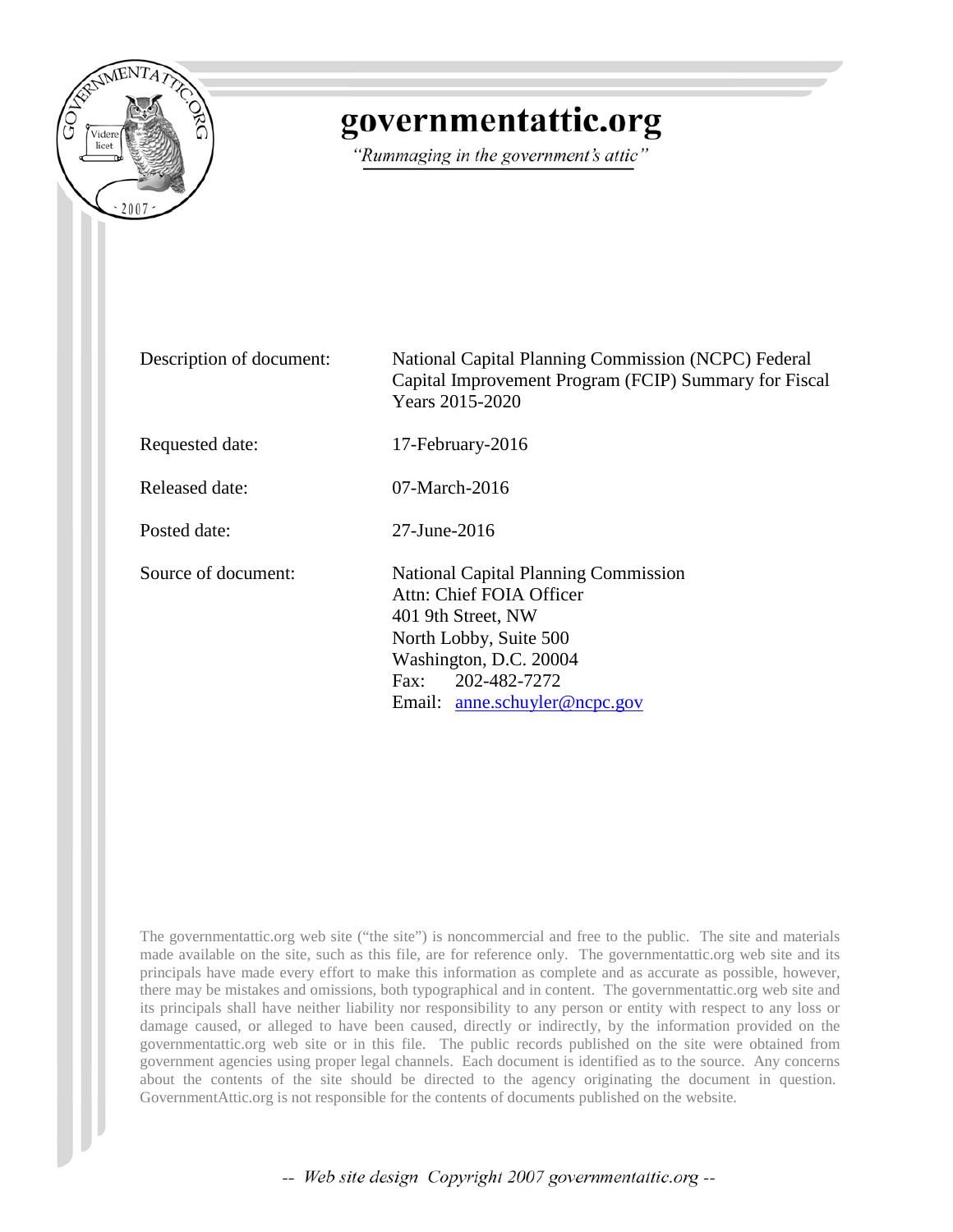# governmentattic.org

*"Rummaging in the government's attic"*

| | |
|---|---|
| Description of document: | National Capital Planning Commission (NCPC) Federal Capital Improvement Program (FCIP) Summary for Fiscal Years 2015-2020 |
| Requested date: | 17-February-2016 |
| Released date: | 07-March-2016 |
| Posted date: | 27-June-2016 |
| Source of document: | National Capital Planning Commission<br>Attn: Chief FOIA Officer<br>401 9th Street, NW<br>North Lobby, Suite 500<br>Washington, D.C. 20004<br>Fax: 202-482-7272<br>Email: anne.schuyler@ncpc.gov |

The governmentattic.org web site ("the site") is noncommercial and free to the public. The site and materials made available on the site, such as this file, are for reference only. The governmentattic.org web site and its principals have made every effort to make this information as complete and as accurate as possible, however, there may be mistakes and omissions, both typographical and in content. The governmentattic.org web site and its principals shall have neither liability nor responsibility to any person or entity with respect to any loss or damage caused, or alleged to have been caused, directly or indirectly, by the information provided on the governmentattic.org web site or in this file. The public records published on the site were obtained from government agencies using proper legal channels. Each document is identified as to the source. Any concerns about the contents of the site should be directed to the agency originating the document in question. GovernmentAttic.org is not responsible for the contents of documents published on the website.

*-- Web site design Copyright 2007 governmentattic.org --*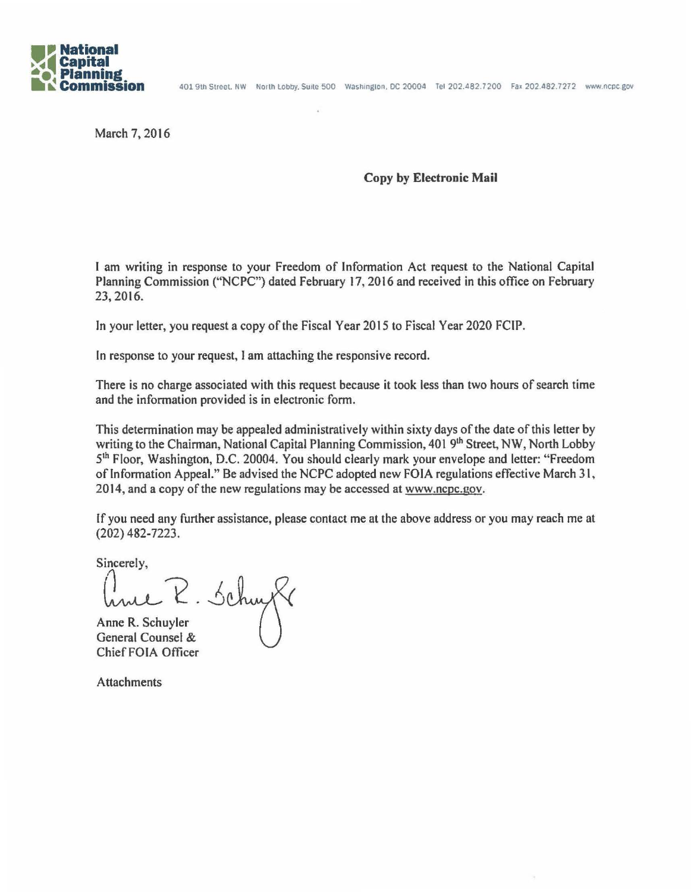**National Capital Planning Commission**

401 9th Street, NW North Lobby, Suite 500 Washington, DC 20004 Tel 202.482.7200 Fax 202.482.7272 www.ncpc.gov

March 7, 2016

**Copy by Electronic Mail**

I am writing in response to your Freedom of Information Act request to the National Capital Planning Commission ("NCPC") dated February 17, 2016 and received in this office on February 23, 2016.

In your letter, you request a copy of the Fiscal Year 2015 to Fiscal Year 2020 FCIP.

In response to your request, I am attaching the responsive record.

There is no charge associated with this request because it took less than two hours of search time and the information provided is in electronic form.

This determination may be appealed administratively within sixty days of the date of this letter by writing to the Chairman, National Capital Planning Commission, 401 9th Street, NW, North Lobby 5th Floor, Washington, D.C. 20004. You should clearly mark your envelope and letter: "Freedom of Information Appeal." Be advised the NCPC adopted new FOIA regulations effective March 31, 2014, and a copy of the new regulations may be accessed at www.ncpc.gov.

If you need any further assistance, please contact me at the above address or you may reach me at (202) 482-7223.

Sincerely,

Anne R. Schuyler
General Counsel &
Chief FOIA Officer

Attachments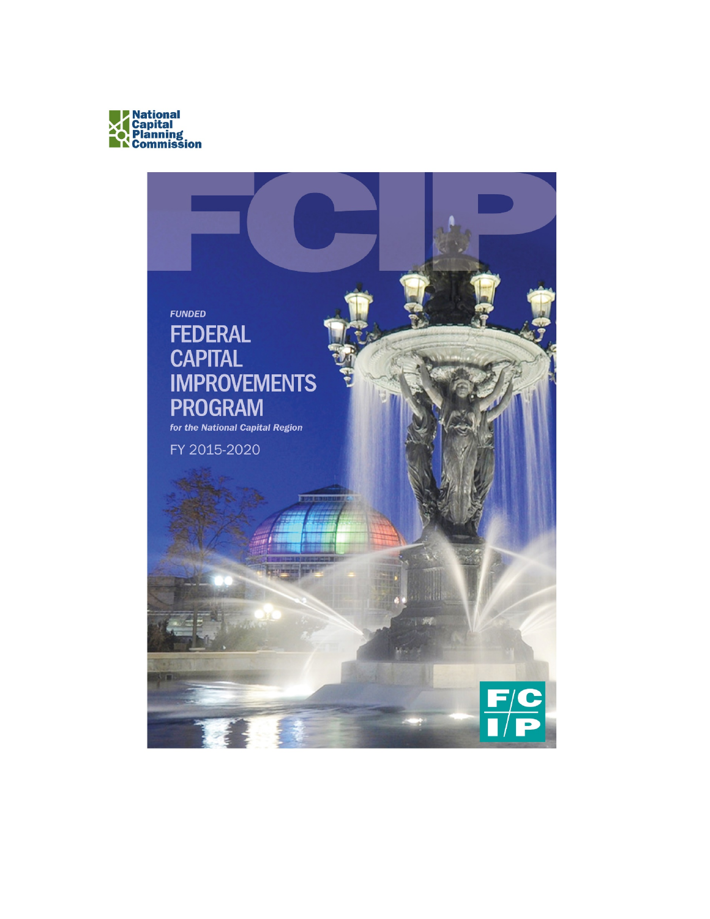National Capital Planning Commission

FCIP

*FUNDED*

# FEDERAL CAPITAL IMPROVEMENTS PROGRAM

***for the National Capital Region***

FY 2015-2020

F/C I/P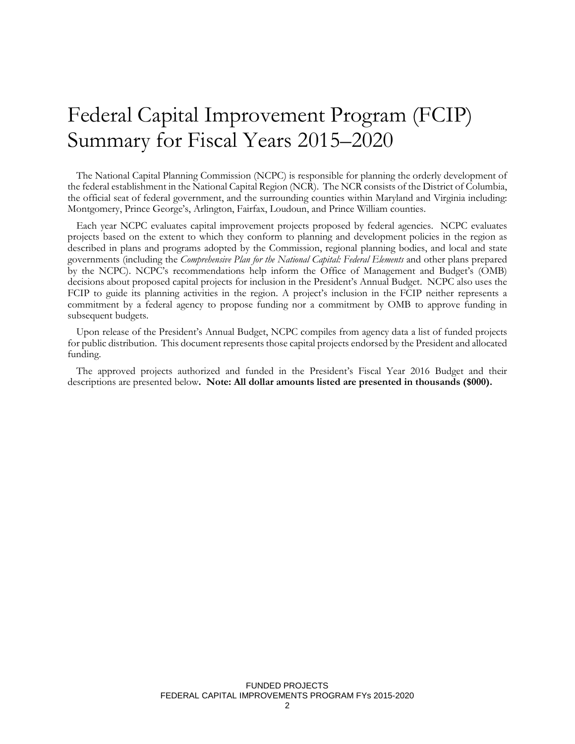# Federal Capital Improvement Program (FCIP) Summary for Fiscal Years 2015–2020

The National Capital Planning Commission (NCPC) is responsible for planning the orderly development of the federal establishment in the National Capital Region (NCR). The NCR consists of the District of Columbia, the official seat of federal government, and the surrounding counties within Maryland and Virginia including: Montgomery, Prince George's, Arlington, Fairfax, Loudoun, and Prince William counties.

Each year NCPC evaluates capital improvement projects proposed by federal agencies. NCPC evaluates projects based on the extent to which they conform to planning and development policies in the region as described in plans and programs adopted by the Commission, regional planning bodies, and local and state governments (including the *Comprehensive Plan for the National Capital: Federal Elements* and other plans prepared by the NCPC). NCPC's recommendations help inform the Office of Management and Budget's (OMB) decisions about proposed capital projects for inclusion in the President's Annual Budget. NCPC also uses the FCIP to guide its planning activities in the region. A project's inclusion in the FCIP neither represents a commitment by a federal agency to propose funding nor a commitment by OMB to approve funding in subsequent budgets.

Upon release of the President's Annual Budget, NCPC compiles from agency data a list of funded projects for public distribution. This document represents those capital projects endorsed by the President and allocated funding.

The approved projects authorized and funded in the President's Fiscal Year 2016 Budget and their descriptions are presented below**. Note: All dollar amounts listed are presented in thousands ($000).**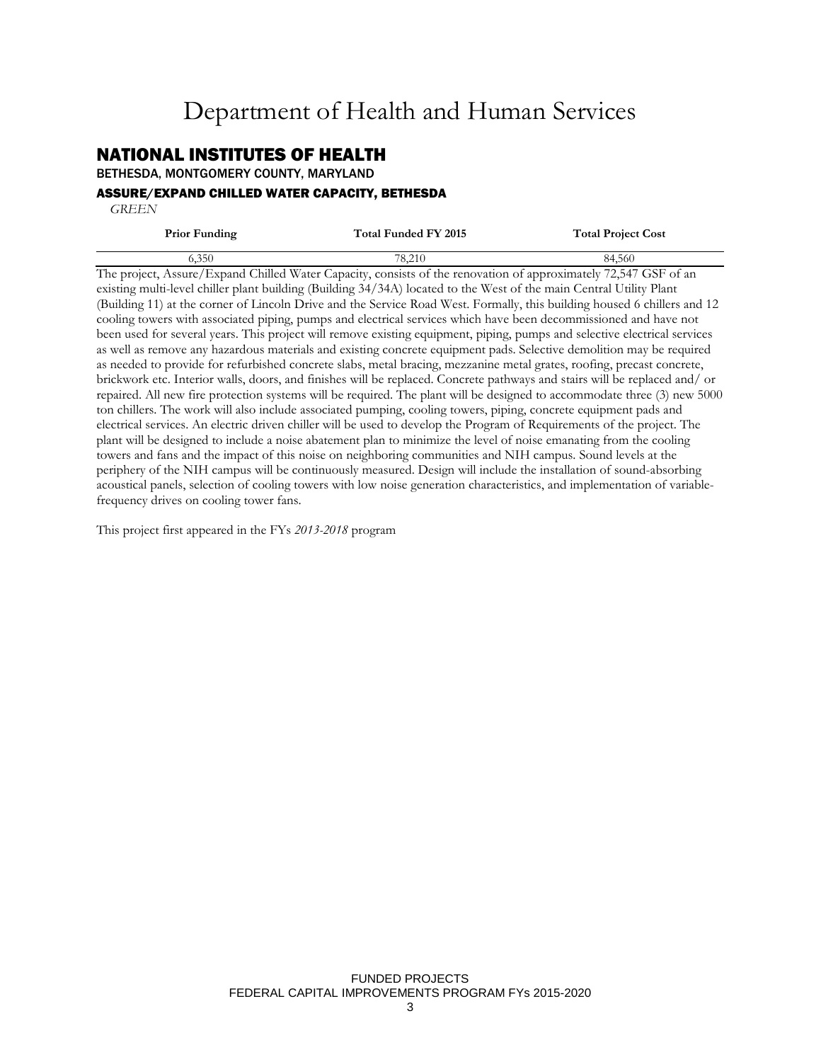# Department of Health and Human Services

## NATIONAL INSTITUTES OF HEALTH

BETHESDA, MONTGOMERY COUNTY, MARYLAND

### ASSURE/EXPAND CHILLED WATER CAPACITY, BETHESDA

*GREEN*

| Prior Funding | Total Funded FY 2015 | Total Project Cost |
|---|---|---|
| 6,350 | 78,210 | 84,560 |

The project, Assure/Expand Chilled Water Capacity, consists of the renovation of approximately 72,547 GSF of an existing multi-level chiller plant building (Building 34/34A) located to the West of the main Central Utility Plant (Building 11) at the corner of Lincoln Drive and the Service Road West. Formally, this building housed 6 chillers and 12 cooling towers with associated piping, pumps and electrical services which have been decommissioned and have not been used for several years. This project will remove existing equipment, piping, pumps and selective electrical services as well as remove any hazardous materials and existing concrete equipment pads. Selective demolition may be required as needed to provide for refurbished concrete slabs, metal bracing, mezzanine metal grates, roofing, precast concrete, brickwork etc. Interior walls, doors, and finishes will be replaced. Concrete pathways and stairs will be replaced and/ or repaired. All new fire protection systems will be required. The plant will be designed to accommodate three (3) new 5000 ton chillers. The work will also include associated pumping, cooling towers, piping, concrete equipment pads and electrical services. An electric driven chiller will be used to develop the Program of Requirements of the project. The plant will be designed to include a noise abatement plan to minimize the level of noise emanating from the cooling towers and fans and the impact of this noise on neighboring communities and NIH campus. Sound levels at the periphery of the NIH campus will be continuously measured. Design will include the installation of sound-absorbing acoustical panels, selection of cooling towers with low noise generation characteristics, and implementation of variable-frequency drives on cooling tower fans.

This project first appeared in the FYs *2013-2018* program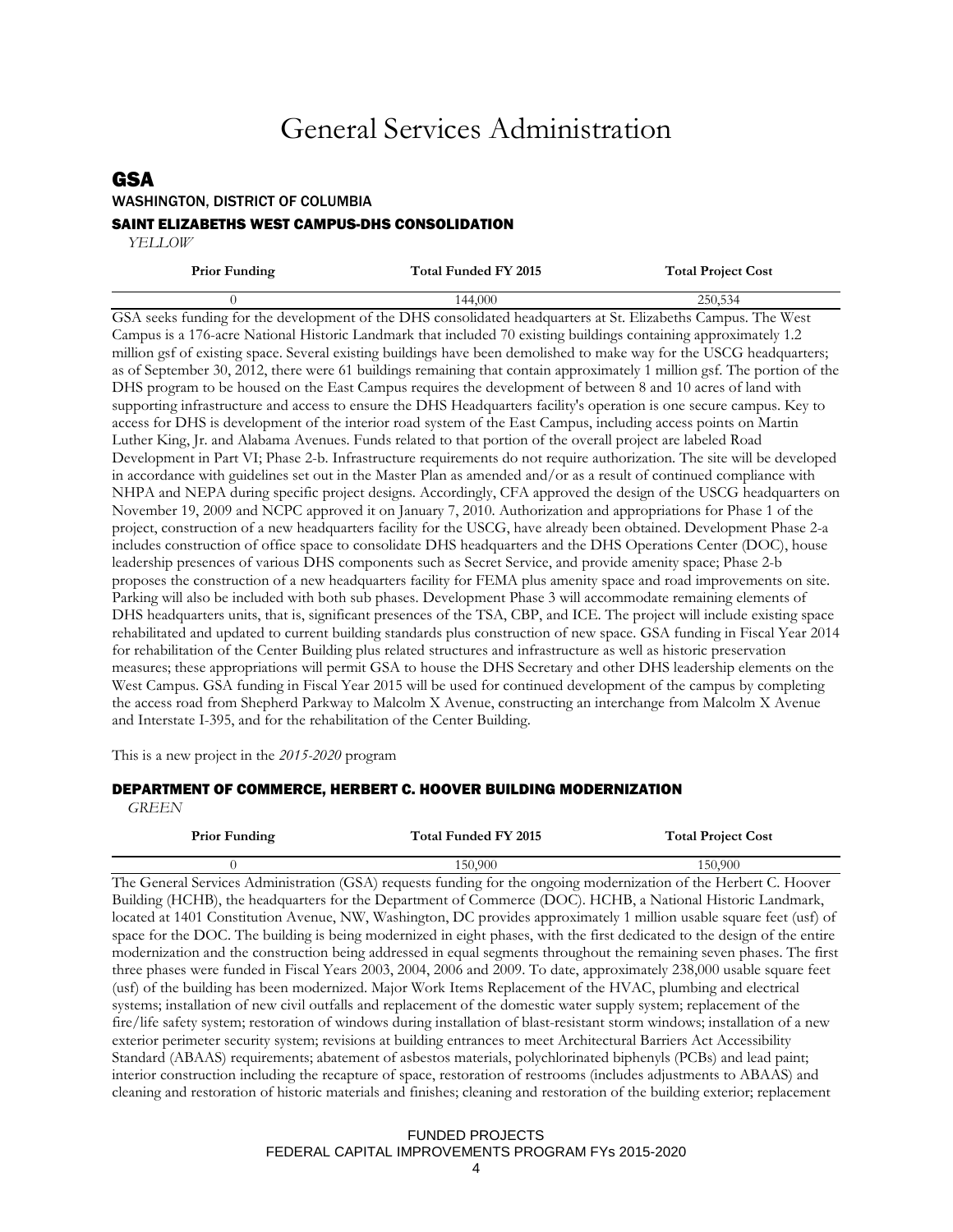# General Services Administration

## GSA

### WASHINGTON, DISTRICT OF COLUMBIA

#### SAINT ELIZABETHS WEST CAMPUS-DHS CONSOLIDATION

*YELLOW*

| Prior Funding | Total Funded FY 2015 | Total Project Cost |
|---|---|---|
| 0 | 144,000 | 250,534 |

GSA seeks funding for the development of the DHS consolidated headquarters at St. Elizabeths Campus. The West Campus is a 176-acre National Historic Landmark that included 70 existing buildings containing approximately 1.2 million gsf of existing space. Several existing buildings have been demolished to make way for the USCG headquarters; as of September 30, 2012, there were 61 buildings remaining that contain approximately 1 million gsf. The portion of the DHS program to be housed on the East Campus requires the development of between 8 and 10 acres of land with supporting infrastructure and access to ensure the DHS Headquarters facility's operation is one secure campus. Key to access for DHS is development of the interior road system of the East Campus, including access points on Martin Luther King, Jr. and Alabama Avenues. Funds related to that portion of the overall project are labeled Road Development in Part VI; Phase 2-b. Infrastructure requirements do not require authorization. The site will be developed in accordance with guidelines set out in the Master Plan as amended and/or as a result of continued compliance with NHPA and NEPA during specific project designs. Accordingly, CFA approved the design of the USCG headquarters on November 19, 2009 and NCPC approved it on January 7, 2010. Authorization and appropriations for Phase 1 of the project, construction of a new headquarters facility for the USCG, have already been obtained. Development Phase 2-a includes construction of office space to consolidate DHS headquarters and the DHS Operations Center (DOC), house leadership presences of various DHS components such as Secret Service, and provide amenity space; Phase 2-b proposes the construction of a new headquarters facility for FEMA plus amenity space and road improvements on site. Parking will also be included with both sub phases. Development Phase 3 will accommodate remaining elements of DHS headquarters units, that is, significant presences of the TSA, CBP, and ICE. The project will include existing space rehabilitated and updated to current building standards plus construction of new space. GSA funding in Fiscal Year 2014 for rehabilitation of the Center Building plus related structures and infrastructure as well as historic preservation measures; these appropriations will permit GSA to house the DHS Secretary and other DHS leadership elements on the West Campus. GSA funding in Fiscal Year 2015 will be used for continued development of the campus by completing the access road from Shepherd Parkway to Malcolm X Avenue, constructing an interchange from Malcolm X Avenue and Interstate I-395, and for the rehabilitation of the Center Building.

This is a new project in the *2015-2020* program

#### DEPARTMENT OF COMMERCE, HERBERT C. HOOVER BUILDING MODERNIZATION

*GREEN*

| Prior Funding | Total Funded FY 2015 | Total Project Cost |
|---|---|---|
| 0 | 150,900 | 150,900 |

The General Services Administration (GSA) requests funding for the ongoing modernization of the Herbert C. Hoover Building (HCHB), the headquarters for the Department of Commerce (DOC). HCHB, a National Historic Landmark, located at 1401 Constitution Avenue, NW, Washington, DC provides approximately 1 million usable square feet (usf) of space for the DOC. The building is being modernized in eight phases, with the first dedicated to the design of the entire modernization and the construction being addressed in equal segments throughout the remaining seven phases. The first three phases were funded in Fiscal Years 2003, 2004, 2006 and 2009. To date, approximately 238,000 usable square feet (usf) of the building has been modernized. Major Work Items Replacement of the HVAC, plumbing and electrical systems; installation of new civil outfalls and replacement of the domestic water supply system; replacement of the fire/life safety system; restoration of windows during installation of blast-resistant storm windows; installation of a new exterior perimeter security system; revisions at building entrances to meet Architectural Barriers Act Accessibility Standard (ABAAS) requirements; abatement of asbestos materials, polychlorinated biphenyls (PCBs) and lead paint; interior construction including the recapture of space, restoration of restrooms (includes adjustments to ABAAS) and cleaning and restoration of historic materials and finishes; cleaning and restoration of the building exterior; replacement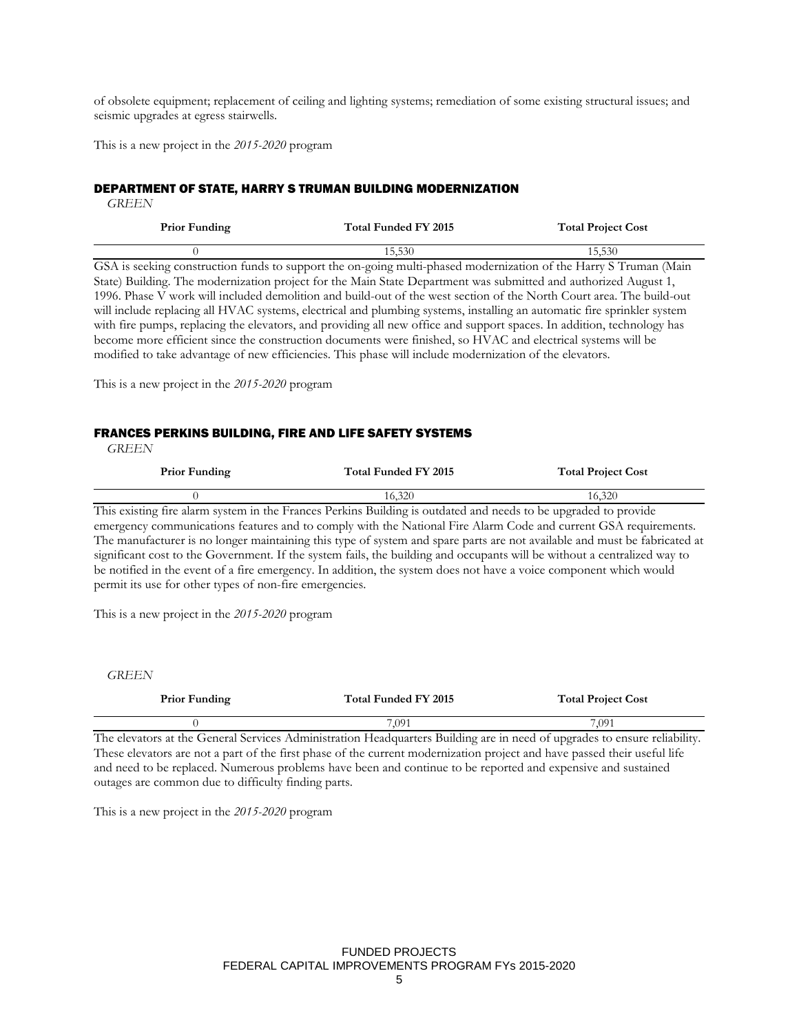of obsolete equipment; replacement of ceiling and lighting systems; remediation of some existing structural issues; and seismic upgrades at egress stairwells.

This is a new project in the *2015-2020* program

### DEPARTMENT OF STATE, HARRY S TRUMAN BUILDING MODERNIZATION

*GREEN*

| Prior Funding | Total Funded FY 2015 | Total Project Cost |
|---|---|---|
| 0 | 15,530 | 15,530 |

GSA is seeking construction funds to support the on-going multi-phased modernization of the Harry S Truman (Main State) Building. The modernization project for the Main State Department was submitted and authorized August 1, 1996. Phase V work will included demolition and build-out of the west section of the North Court area. The build-out will include replacing all HVAC systems, electrical and plumbing systems, installing an automatic fire sprinkler system with fire pumps, replacing the elevators, and providing all new office and support spaces. In addition, technology has become more efficient since the construction documents were finished, so HVAC and electrical systems will be modified to take advantage of new efficiencies. This phase will include modernization of the elevators.

This is a new project in the *2015-2020* program

### FRANCES PERKINS BUILDING, FIRE AND LIFE SAFETY SYSTEMS

*GREEN*

| Prior Funding | Total Funded FY 2015 | Total Project Cost |
|---|---|---|
| 0 | 16,320 | 16,320 |

This existing fire alarm system in the Frances Perkins Building is outdated and needs to be upgraded to provide emergency communications features and to comply with the National Fire Alarm Code and current GSA requirements. The manufacturer is no longer maintaining this type of system and spare parts are not available and must be fabricated at significant cost to the Government. If the system fails, the building and occupants will be without a centralized way to be notified in the event of a fire emergency. In addition, the system does not have a voice component which would permit its use for other types of non-fire emergencies.

This is a new project in the *2015-2020* program

*GREEN*

| Prior Funding | Total Funded FY 2015 | Total Project Cost |
|---|---|---|
| 0 | 7,091 | 7,091 |

The elevators at the General Services Administration Headquarters Building are in need of upgrades to ensure reliability. These elevators are not a part of the first phase of the current modernization project and have passed their useful life and need to be replaced. Numerous problems have been and continue to be reported and expensive and sustained outages are common due to difficulty finding parts.

This is a new project in the *2015-2020* program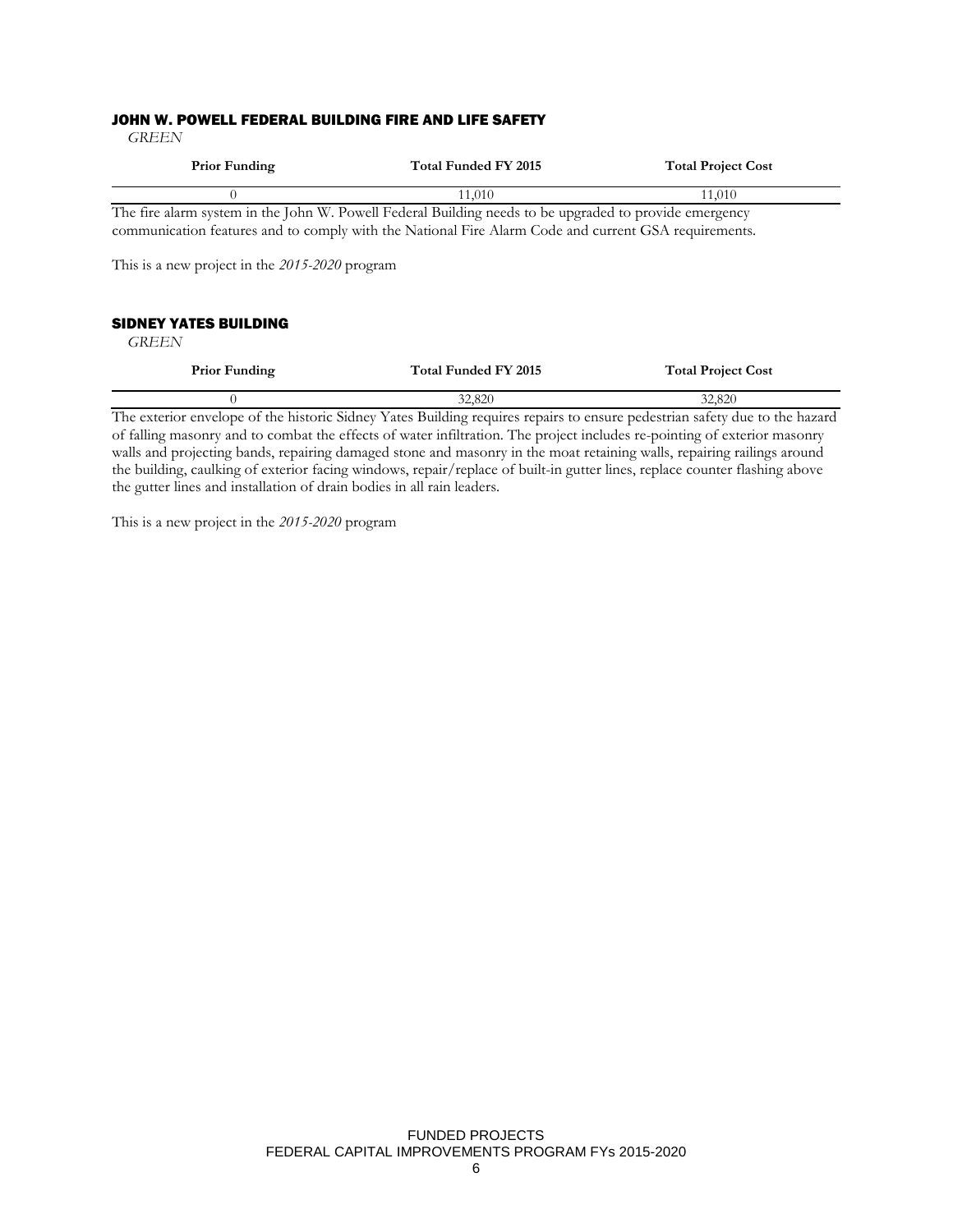### JOHN W. POWELL FEDERAL BUILDING FIRE AND LIFE SAFETY

*GREEN*

| Prior Funding | Total Funded FY 2015 | Total Project Cost |
|---|---|---|
| 0 | 11,010 | 11,010 |

The fire alarm system in the John W. Powell Federal Building needs to be upgraded to provide emergency communication features and to comply with the National Fire Alarm Code and current GSA requirements.

This is a new project in the *2015-2020* program

### SIDNEY YATES BUILDING

*GREEN*

| Prior Funding | Total Funded FY 2015 | Total Project Cost |
|---|---|---|
| 0 | 32,820 | 32,820 |

The exterior envelope of the historic Sidney Yates Building requires repairs to ensure pedestrian safety due to the hazard of falling masonry and to combat the effects of water infiltration. The project includes re-pointing of exterior masonry walls and projecting bands, repairing damaged stone and masonry in the moat retaining walls, repairing railings around the building, caulking of exterior facing windows, repair/replace of built-in gutter lines, replace counter flashing above the gutter lines and installation of drain bodies in all rain leaders.

This is a new project in the *2015-2020* program